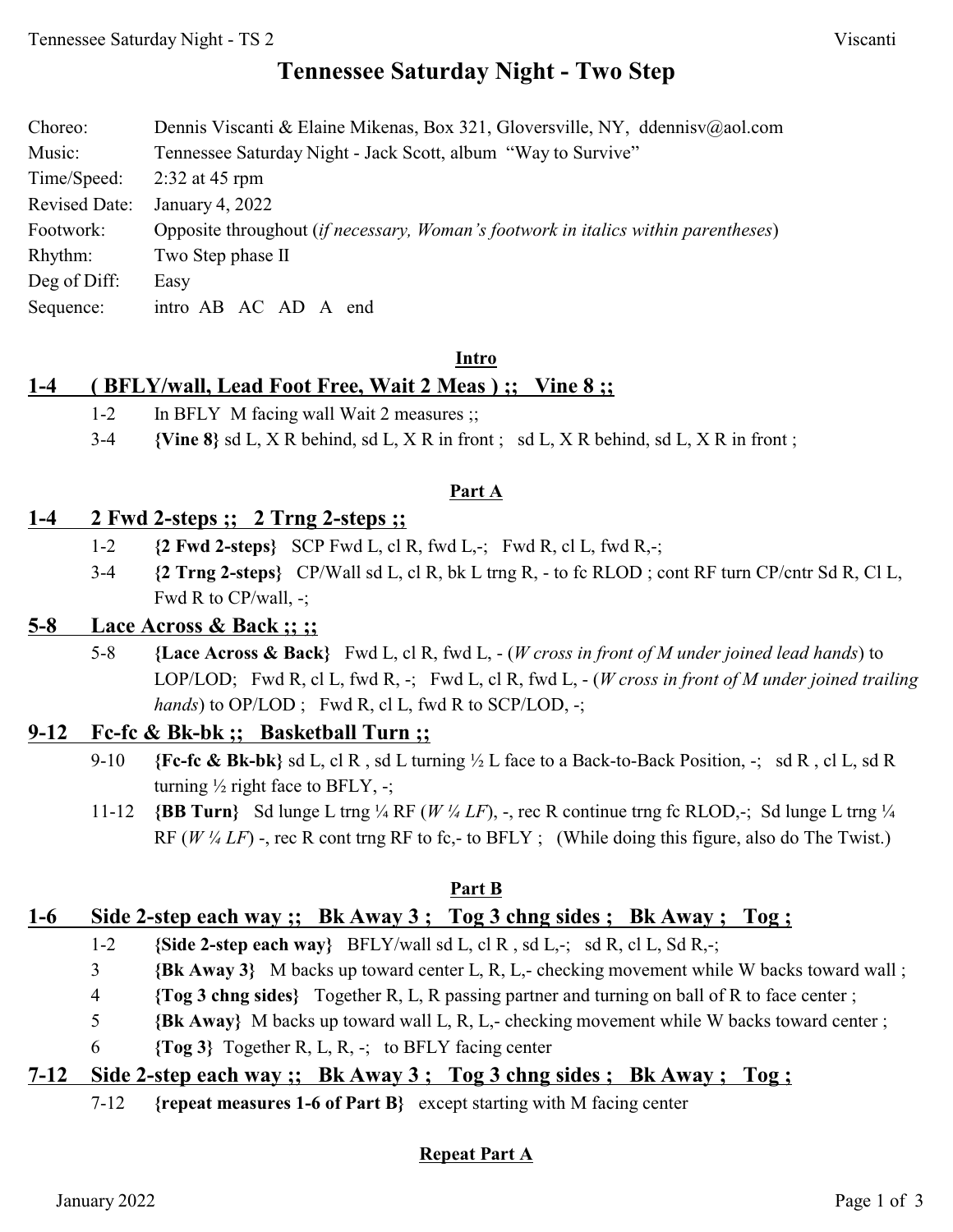# Tennessee Saturday Night - Two Step

| | |
|---|---|
| Choreo: | Dennis Viscanti & Elaine Mikenas, Box 321, Gloversville, NY, ddennisv@aol.com |
| Music: | Tennessee Saturday Night - Jack Scott, album "Way to Survive" |
| Time/Speed: | 2:32 at 45 rpm |
| Revised Date: | January 4, 2022 |
| Footwork: | Opposite throughout (*if necessary, Woman's footwork in italics within parentheses*) |
| Rhythm: | Two Step phase II |
| Deg of Diff: | Easy |
| Sequence: | intro AB AC AD A end |

## Intro

### 1-4 ( BFLY/wall, Lead Foot Free, Wait 2 Meas ) ;; Vine 8 ;;

1-2 In BFLY M facing wall Wait 2 measures ;;

3-4 **{Vine 8}** sd L, X R behind, sd L, X R in front ; sd L, X R behind, sd L, X R in front ;

## Part A

### 1-4 2 Fwd 2-steps ;; 2 Trng 2-steps ;;

1-2 **{2 Fwd 2-steps}** SCP Fwd L, cl R, fwd L,-; Fwd R, cl L, fwd R,-;

3-4 **{2 Trng 2-steps}** CP/Wall sd L, cl R, bk L trng R, - to fc RLOD ; cont RF turn CP/cntr Sd R, Cl L, Fwd R to CP/wall, -;

### 5-8 Lace Across & Back ;; ;;

5-8 **{Lace Across & Back}** Fwd L, cl R, fwd L, - (*W cross in front of M under joined lead hands*) to LOP/LOD; Fwd R, cl L, fwd R, -; Fwd L, cl R, fwd L, - (*W cross in front of M under joined trailing hands*) to OP/LOD ; Fwd R, cl L, fwd R to SCP/LOD, -;

### 9-12 Fc-fc & Bk-bk ;; Basketball Turn ;;

9-10 **{Fc-fc & Bk-bk}** sd L, cl R , sd L turning ½ L face to a Back-to-Back Position, -; sd R , cl L, sd R turning ½ right face to BFLY, -;

11-12 **{BB Turn}** Sd lunge L trng ¼ RF (*W ¼ LF*), -, rec R continue trng fc RLOD,-; Sd lunge L trng ¼ RF (*W ¼ LF*) -, rec R cont trng RF to fc,- to BFLY ; (While doing this figure, also do The Twist.)

## Part B

### 1-6 Side 2-step each way ;; Bk Away 3 ; Tog 3 chng sides ; Bk Away ; Tog ;

1-2 **{Side 2-step each way}** BFLY/wall sd L, cl R , sd L,-; sd R, cl L, Sd R,-;

3 **{Bk Away 3}** M backs up toward center L, R, L,- checking movement while W backs toward wall ;

4 **{Tog 3 chng sides}** Together R, L, R passing partner and turning on ball of R to face center ;

5 **{Bk Away}** M backs up toward wall L, R, L,- checking movement while W backs toward center ;

6 **{Tog 3}** Together R, L, R, -; to BFLY facing center

### 7-12 Side 2-step each way ;; Bk Away 3 ; Tog 3 chng sides ; Bk Away ; Tog ;

7-12 **{repeat measures 1-6 of Part B}** except starting with M facing center

## Repeat Part A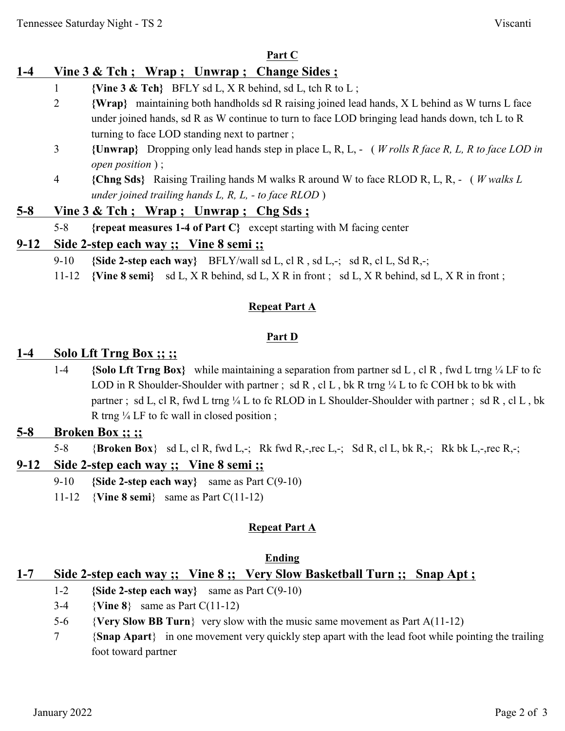## Part C

### 1-4 Vine 3 & Tch ; Wrap ; Unwrap ; Change Sides ;

1 **{Vine 3 & Tch}** BFLY sd L, X R behind, sd L, tch R to L ;

2 **{Wrap}** maintaining both handholds sd R raising joined lead hands, X L behind as W turns L face under joined hands, sd R as W continue to turn to face LOD bringing lead hands down, tch L to R turning to face LOD standing next to partner ;

3 **{Unwrap}** Dropping only lead hands step in place L, R, L, - ( *W rolls R face R, L, R to face LOD in open position* ) ;

4 **{Chng Sds}** Raising Trailing hands M walks R around W to face RLOD R, L, R, - ( *W walks L under joined trailing hands L, R, L, - to face RLOD* )

### 5-8 Vine 3 & Tch ; Wrap ; Unwrap ; Chg Sds ;

5-8 **{repeat measures 1-4 of Part C}** except starting with M facing center

### 9-12 Side 2-step each way ;; Vine 8 semi ;;

9-10 **{Side 2-step each way}** BFLY/wall sd L, cl R , sd L,-; sd R, cl L, Sd R,-;

11-12 **{Vine 8 semi}** sd L, X R behind, sd L, X R in front ; sd L, X R behind, sd L, X R in front ;

## Repeat Part A

## Part D

### 1-4 Solo Lft Trng Box ;; ;;

1-4 **{Solo Lft Trng Box}** while maintaining a separation from partner sd L , cl R , fwd L trng ¼ LF to fc LOD in R Shoulder-Shoulder with partner ; sd R , cl L , bk R trng ¼ L to fc COH bk to bk with partner ; sd L, cl R, fwd L trng ¼ L to fc RLOD in L Shoulder-Shoulder with partner ; sd R , cl L , bk R trng ¼ LF to fc wall in closed position ;

### 5-8 Broken Box ;; ;;

5-8 {**Broken Box**} sd L, cl R, fwd L,-; Rk fwd R,-,rec L,-; Sd R, cl L, bk R,-; Rk bk L,-,rec R,-;

### 9-12 Side 2-step each way ;; Vine 8 semi ;;

9-10 **{Side 2-step each way}** same as Part C(9-10)

11-12 {**Vine 8 semi**} same as Part C(11-12)

## Repeat Part A

## Ending

### 1-7 Side 2-step each way ;; Vine 8 ;; Very Slow Basketball Turn ;; Snap Apt ;

1-2 **{Side 2-step each way}** same as Part C(9-10)

3-4 {**Vine 8**} same as Part C(11-12)

5-6 {**Very Slow BB Turn**} very slow with the music same movement as Part A(11-12)

7 {**Snap Apart**} in one movement very quickly step apart with the lead foot while pointing the trailing foot toward partner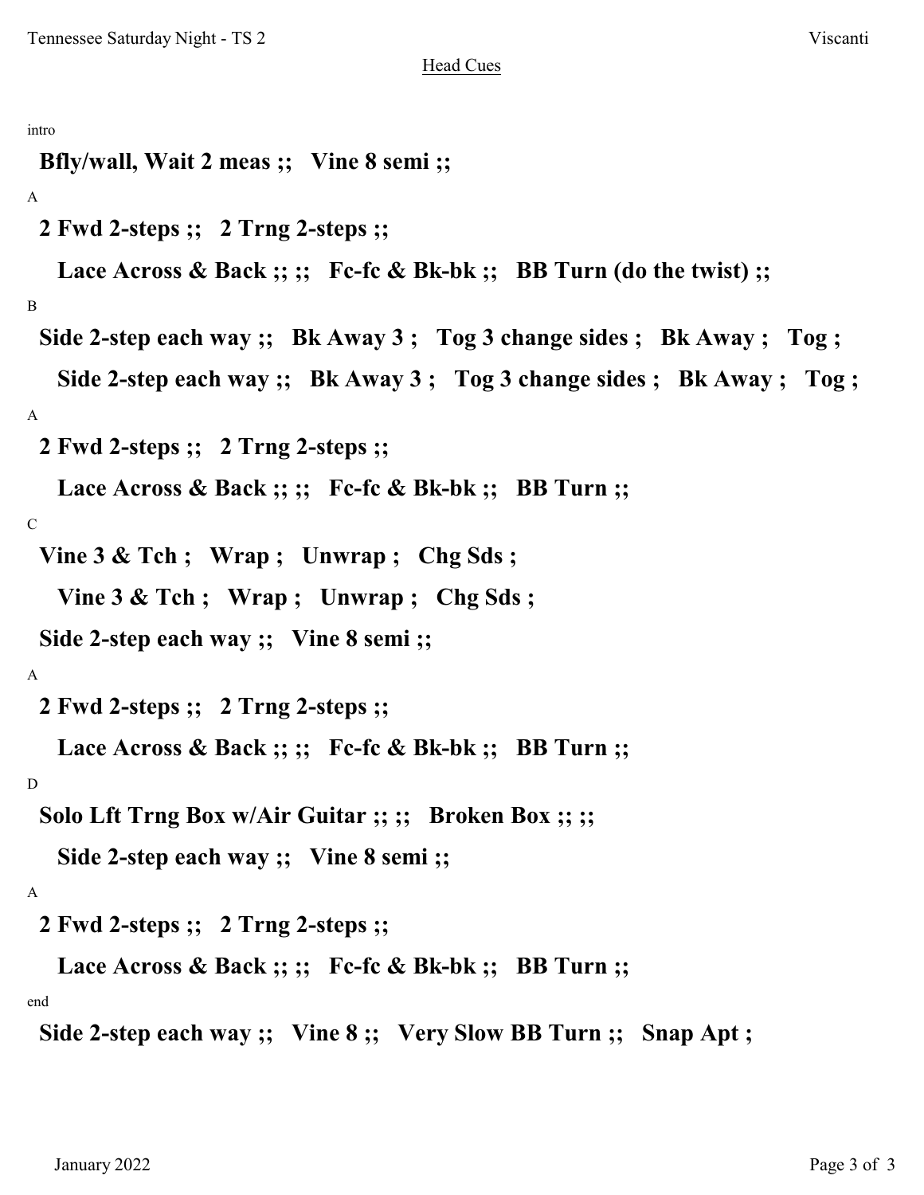## Head Cues

intro

**Bfly/wall, Wait 2 meas ;; Vine 8 semi ;;**

A

**2 Fwd 2-steps ;; 2 Trng 2-steps ;;**

**Lace Across & Back ;; ;; Fc-fc & Bk-bk ;; BB Turn (do the twist) ;;**

B

**Side 2-step each way ;; Bk Away 3 ; Tog 3 change sides ; Bk Away ; Tog ;**

**Side 2-step each way ;; Bk Away 3 ; Tog 3 change sides ; Bk Away ; Tog ;**

A

**2 Fwd 2-steps ;; 2 Trng 2-steps ;;**

**Lace Across & Back ;; ;; Fc-fc & Bk-bk ;; BB Turn ;;**

C

**Vine 3 & Tch ; Wrap ; Unwrap ; Chg Sds ;**

**Vine 3 & Tch ; Wrap ; Unwrap ; Chg Sds ;**

**Side 2-step each way ;; Vine 8 semi ;;**

A

**2 Fwd 2-steps ;; 2 Trng 2-steps ;;**

**Lace Across & Back ;; ;; Fc-fc & Bk-bk ;; BB Turn ;;**

D

**Solo Lft Trng Box w/Air Guitar ;; ;; Broken Box ;; ;;**

**Side 2-step each way ;; Vine 8 semi ;;**

A

**2 Fwd 2-steps ;; 2 Trng 2-steps ;;**

**Lace Across & Back ;; ;; Fc-fc & Bk-bk ;; BB Turn ;;**

end

**Side 2-step each way ;; Vine 8 ;; Very Slow BB Turn ;; Snap Apt ;**